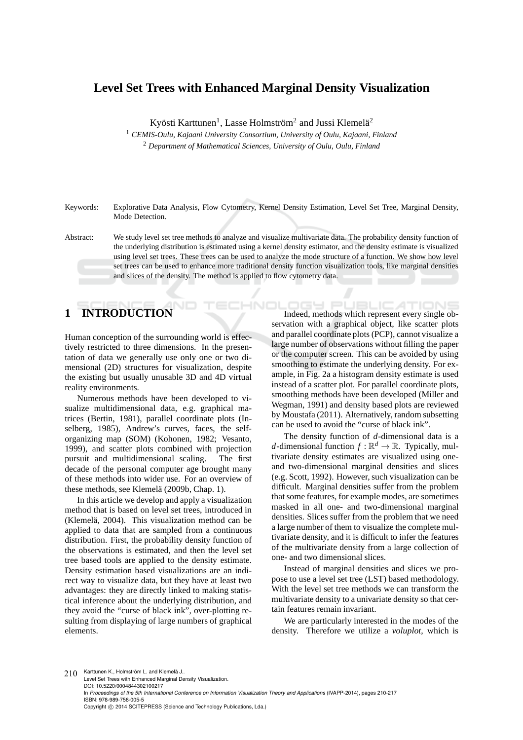# Level Set Trees with Enhanced Marginal Density Visualization

Kyösti Karttunen[1], Lasse Holmström[2] and Jussi Klemelä[2]

[1] *CEMIS-Oulu, Kajaani University Consortium, University of Oulu, Kajaani, Finland*

[2] *Department of Mathematical Sciences, University of Oulu, Oulu, Finland*

Keywords: Explorative Data Analysis, Flow Cytometry, Kernel Density Estimation, Level Set Tree, Marginal Density, Mode Detection.

Abstract: We study level set tree methods to analyze and visualize multivariate data. The probability density function of the underlying distribution is estimated using a kernel density estimator, and the density estimate is visualized using level set trees. These trees can be used to analyze the mode structure of a function. We show how level set trees can be used to enhance more traditional density function visualization tools, like marginal densities and slices of the density. The method is applied to flow cytometry data.

## 1 INTRODUCTION

Human conception of the surrounding world is effectively restricted to three dimensions. In the presentation of data we generally use only one or two dimensional (2D) structures for visualization, despite the existing but usually unusable 3D and 4D virtual reality environments.

Numerous methods have been developed to visualize multidimensional data, e.g. graphical matrices (Bertin, 1981), parallel coordinate plots (Inselberg, 1985), Andrew's curves, faces, the self-organizing map (SOM) (Kohonen, 1982; Vesanto, 1999), and scatter plots combined with projection pursuit and multidimensional scaling. The first decade of the personal computer age brought many of these methods into wider use. For an overview of these methods, see Klemelä (2009b, Chap. 1).

In this article we develop and apply a visualization method that is based on level set trees, introduced in (Klemelä, 2004). This visualization method can be applied to data that are sampled from a continuous distribution. First, the probability density function of the observations is estimated, and then the level set tree based tools are applied to the density estimate. Density estimation based visualizations are an indirect way to visualize data, but they have at least two advantages: they are directly linked to making statistical inference about the underlying distribution, and they avoid the "curse of black ink", over-plotting resulting from displaying of large numbers of graphical elements.

Indeed, methods which represent every single observation with a graphical object, like scatter plots and parallel coordinate plots (PCP), cannot visualize a large number of observations without filling the paper or the computer screen. This can be avoided by using smoothing to estimate the underlying density. For example, in Fig. 2a a histogram density estimate is used instead of a scatter plot. For parallel coordinate plots, smoothing methods have been developed (Miller and Wegman, 1991) and density based plots are reviewed by Moustafa (2011). Alternatively, random subsetting can be used to avoid the "curse of black ink".

The density function of $d$-dimensional data is a $d$-dimensional function $f : \mathbb{R}^d \to \mathbb{R}$. Typically, multivariate density estimates are visualized using one- and two-dimensional marginal densities and slices (e.g. Scott, 1992). However, such visualization can be difficult. Marginal densities suffer from the problem that some features, for example modes, are sometimes masked in all one- and two-dimensional marginal densities. Slices suffer from the problem that we need a large number of them to visualize the complete multivariate density, and it is difficult to infer the features of the multivariate density from a large collection of one- and two dimensional slices.

Instead of marginal densities and slices we propose to use a level set tree (LST) based methodology. With the level set tree methods we can transform the multivariate density to a univariate density so that certain features remain invariant.

We are particularly interested in the modes of the density. Therefore we utilize a *voluplot*, which is

Karttunen K., Holmström L. and Klemelä J..
Level Set Trees with Enhanced Marginal Density Visualization.
DOI: 10.5220/0004844302100217
In *Proceedings of the 5th International Conference on Information Visualization Theory and Applications* (IVAPP-2014), pages 210-217
ISBN: 978-989-758-005-5
Copyright © 2014 SCITEPRESS (Science and Technology Publications, Lda.)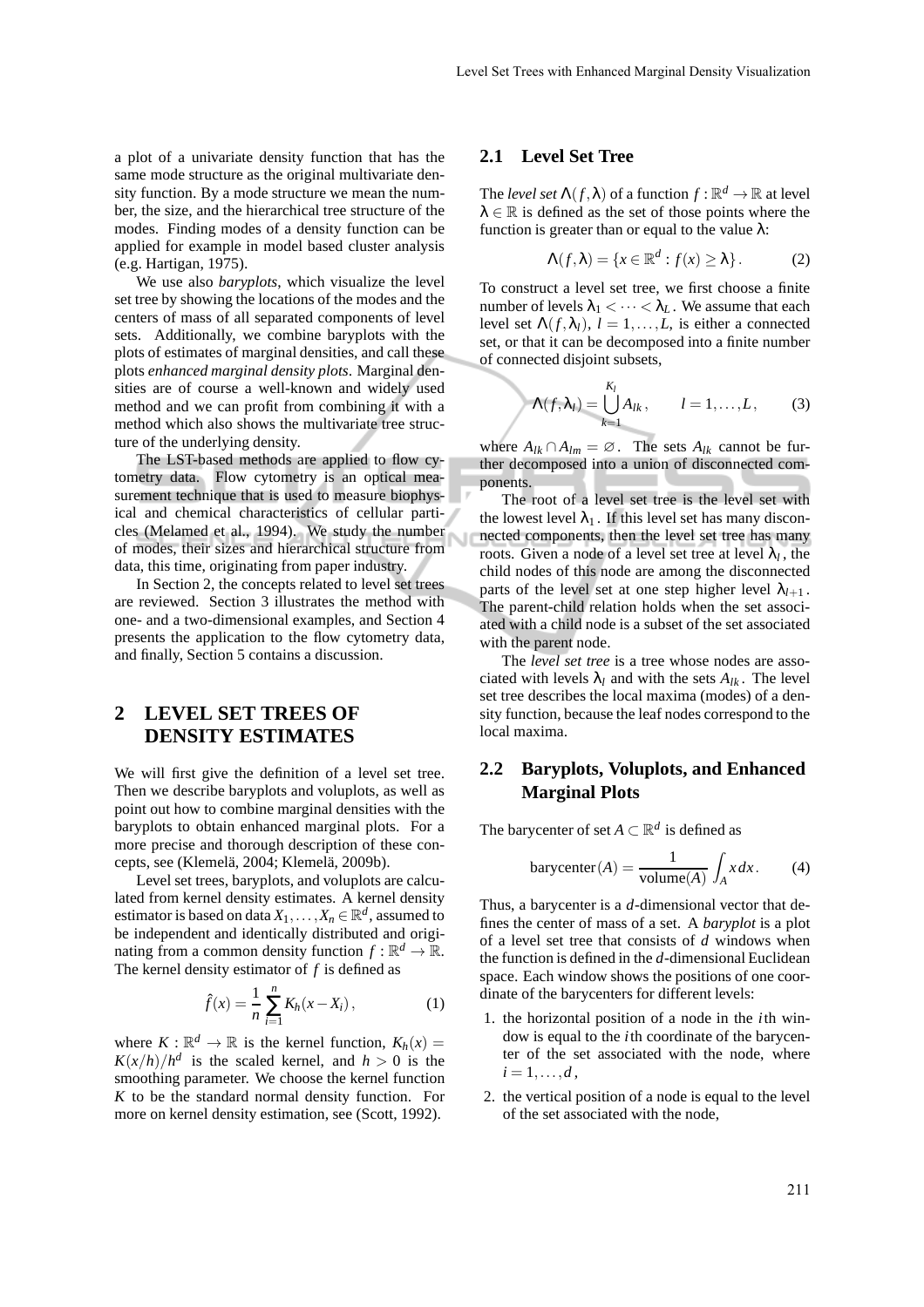a plot of a univariate density function that has the same mode structure as the original multivariate density function. By a mode structure we mean the number, the size, and the hierarchical tree structure of the modes. Finding modes of a density function can be applied for example in model based cluster analysis (e.g. Hartigan, 1975).

We use also *baryplots*, which visualize the level set tree by showing the locations of the modes and the centers of mass of all separated components of level sets. Additionally, we combine baryplots with the plots of estimates of marginal densities, and call these plots *enhanced marginal density plots*. Marginal densities are of course a well-known and widely used method and we can profit from combining it with a method which also shows the multivariate tree structure of the underlying density.

The LST-based methods are applied to flow cytometry data. Flow cytometry is an optical measurement technique that is used to measure biophysical and chemical characteristics of cellular particles (Melamed et al., 1994). We study the number of modes, their sizes and hierarchical structure from data, this time, originating from paper industry.

In Section 2, the concepts related to level set trees are reviewed. Section 3 illustrates the method with one- and a two-dimensional examples, and Section 4 presents the application to the flow cytometry data, and finally, Section 5 contains a discussion.

## 2 LEVEL SET TREES OF DENSITY ESTIMATES

We will first give the definition of a level set tree. Then we describe baryplots and voluplots, as well as point out how to combine marginal densities with the baryplots to obtain enhanced marginal plots. For a more precise and thorough description of these concepts, see (Klemelä, 2004; Klemelä, 2009b).

Level set trees, baryplots, and voluplots are calculated from kernel density estimates. A kernel density estimator is based on data $X_1, \ldots, X_n \in \mathbb{R}^d$, assumed to be independent and identically distributed and originating from a common density function $f : \mathbb{R}^d \to \mathbb{R}$. The kernel density estimator of $f$ is defined as

$$\hat{f}(x) = \frac{1}{n} \sum_{i=1}^{n} K_h(x - X_i), \tag{1}$$

where $K : \mathbb{R}^d \to \mathbb{R}$ is the kernel function, $K_h(x) = K(x/h)/h^d$ is the scaled kernel, and $h > 0$ is the smoothing parameter. We choose the kernel function $K$ to be the standard normal density function. For more on kernel density estimation, see (Scott, 1992).

### 2.1 Level Set Tree

The *level set* $\Lambda(f, \lambda)$ of a function $f : \mathbb{R}^d \to \mathbb{R}$ at level $\lambda \in \mathbb{R}$ is defined as the set of those points where the function is greater than or equal to the value $\lambda$:

$$\Lambda(f, \lambda) = \{x \in \mathbb{R}^d : f(x) \geq \lambda\}. \tag{2}$$

To construct a level set tree, we first choose a finite number of levels $\lambda_1 < \cdots < \lambda_L$. We assume that each level set $\Lambda(f, \lambda_l)$, $l = 1, \ldots, L$, is either a connected set, or that it can be decomposed into a finite number of connected disjoint subsets,

$$\Lambda(f, \lambda_l) = \bigcup_{k=1}^{K_l} A_{lk}, \qquad l = 1, \ldots, L, \tag{3}$$

where $A_{lk} \cap A_{lm} = \varnothing$. The sets $A_{lk}$ cannot be further decomposed into a union of disconnected components.

The root of a level set tree is the level set with the lowest level $\lambda_1$. If this level set has many disconnected components, then the level set tree has many roots. Given a node of a level set tree at level $\lambda_l$, the child nodes of this node are among the disconnected parts of the level set at one step higher level $\lambda_{l+1}$. The parent-child relation holds when the set associated with a child node is a subset of the set associated with the parent node.

The *level set tree* is a tree whose nodes are associated with levels $\lambda_l$ and with the sets $A_{lk}$. The level set tree describes the local maxima (modes) of a density function, because the leaf nodes correspond to the local maxima.

### 2.2 Baryplots, Voluplots, and Enhanced Marginal Plots

The barycenter of set $A \subset \mathbb{R}^d$ is defined as

$$\text{barycenter}(A) = \frac{1}{\text{volume}(A)} \int_A x \, dx. \tag{4}$$

Thus, a barycenter is a $d$-dimensional vector that defines the center of mass of a set. A *baryplot* is a plot of a level set tree that consists of $d$ windows when the function is defined in the $d$-dimensional Euclidean space. Each window shows the positions of one coordinate of the barycenters for different levels:

1. the horizontal position of a node in the $i$th window is equal to the $i$th coordinate of the barycenter of the set associated with the node, where $i = 1, \ldots, d$,
2. the vertical position of a node is equal to the level of the set associated with the node,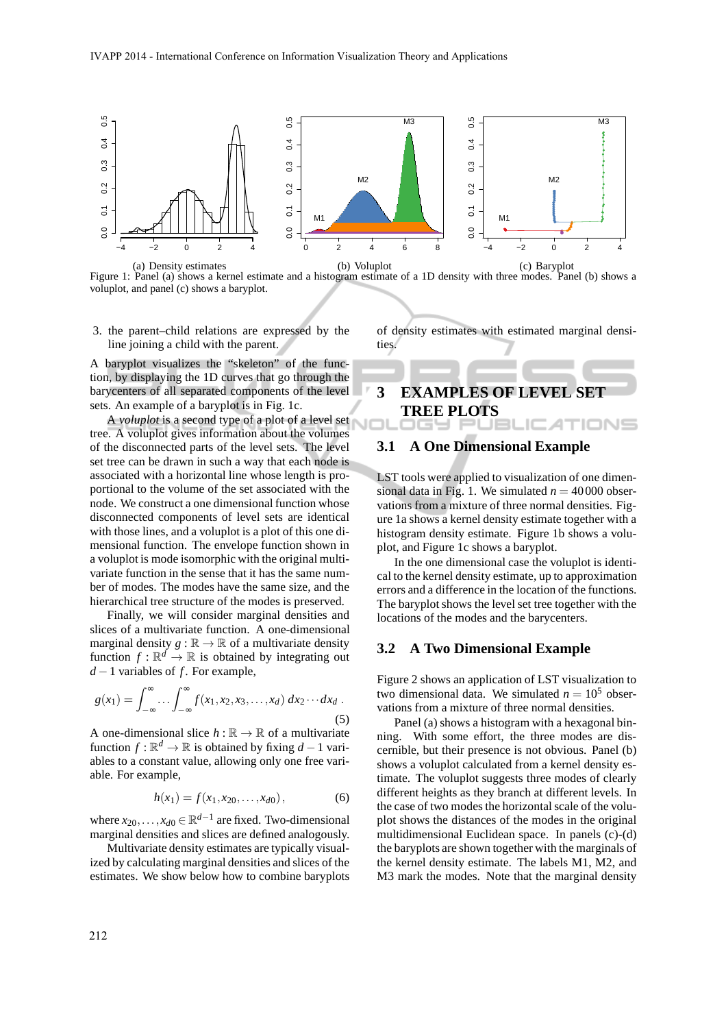(a) Density estimates (b) Voluplot (c) Baryplot

Figure 1: Panel (a) shows a kernel estimate and a histogram estimate of a 1D density with three modes. Panel (b) shows a voluplot, and panel (c) shows a baryplot.

3. the parent–child relations are expressed by the line joining a child with the parent.

A baryplot visualizes the "skeleton" of the function, by displaying the 1D curves that go through the barycenters of all separated components of the level sets. An example of a baryplot is in Fig. 1c.

A *voluplot* is a second type of a plot of a level set tree. A voluplot gives information about the volumes of the disconnected parts of the level sets. The level set tree can be drawn in such a way that each node is associated with a horizontal line whose length is proportional to the volume of the set associated with the node. We construct a one dimensional function whose disconnected components of level sets are identical with those lines, and a voluplot is a plot of this one dimensional function. The envelope function shown in a voluplot is mode isomorphic with the original multivariate function in the sense that it has the same number of modes. The modes have the same size, and the hierarchical tree structure of the modes is preserved.

Finally, we will consider marginal densities and slices of a multivariate function. A one-dimensional marginal density $g : \mathbb{R} \to \mathbb{R}$ of a multivariate density function $f : \mathbb{R}^d \to \mathbb{R}$ is obtained by integrating out $d-1$ variables of $f$. For example,

$$g(x_1) = \int_{-\infty}^{\infty} \cdots \int_{-\infty}^{\infty} f(x_1, x_2, x_3, \ldots, x_d)\, dx_2 \cdots dx_d\,. \tag{5}$$

A one-dimensional slice $h : \mathbb{R} \to \mathbb{R}$ of a multivariate function $f : \mathbb{R}^d \to \mathbb{R}$ is obtained by fixing $d-1$ variables to a constant value, allowing only one free variable. For example,

$$h(x_1) = f(x_1, x_{20}, \ldots, x_{d0})\,, \tag{6}$$

where $x_{20}, \ldots, x_{d0} \in \mathbb{R}^{d-1}$ are fixed. Two-dimensional marginal densities and slices are defined analogously.

Multivariate density estimates are typically visualized by calculating marginal densities and slices of the estimates. We show below how to combine baryplots of density estimates with estimated marginal densities.

## 3 EXAMPLES OF LEVEL SET TREE PLOTS

### 3.1 A One Dimensional Example

LST tools were applied to visualization of one dimensional data in Fig. 1. We simulated $n = 40\,000$ observations from a mixture of three normal densities. Figure 1a shows a kernel density estimate together with a histogram density estimate. Figure 1b shows a voluplot, and Figure 1c shows a baryplot.

In the one dimensional case the voluplot is identical to the kernel density estimate, up to approximation errors and a difference in the location of the functions. The baryplot shows the level set tree together with the locations of the modes and the barycenters.

### 3.2 A Two Dimensional Example

Figure 2 shows an application of LST visualization to two dimensional data. We simulated $n = 10^5$ observations from a mixture of three normal densities.

Panel (a) shows a histogram with a hexagonal binning. With some effort, the three modes are discernible, but their presence is not obvious. Panel (b) shows a voluplot calculated from a kernel density estimate. The voluplot suggests three modes of clearly different heights as they branch at different levels. In the case of two modes the horizontal scale of the voluplot shows the distances of the modes in the original multidimensional Euclidean space. In panels (c)-(d) the baryplots are shown together with the marginals of the kernel density estimate. The labels M1, M2, and M3 mark the modes. Note that the marginal density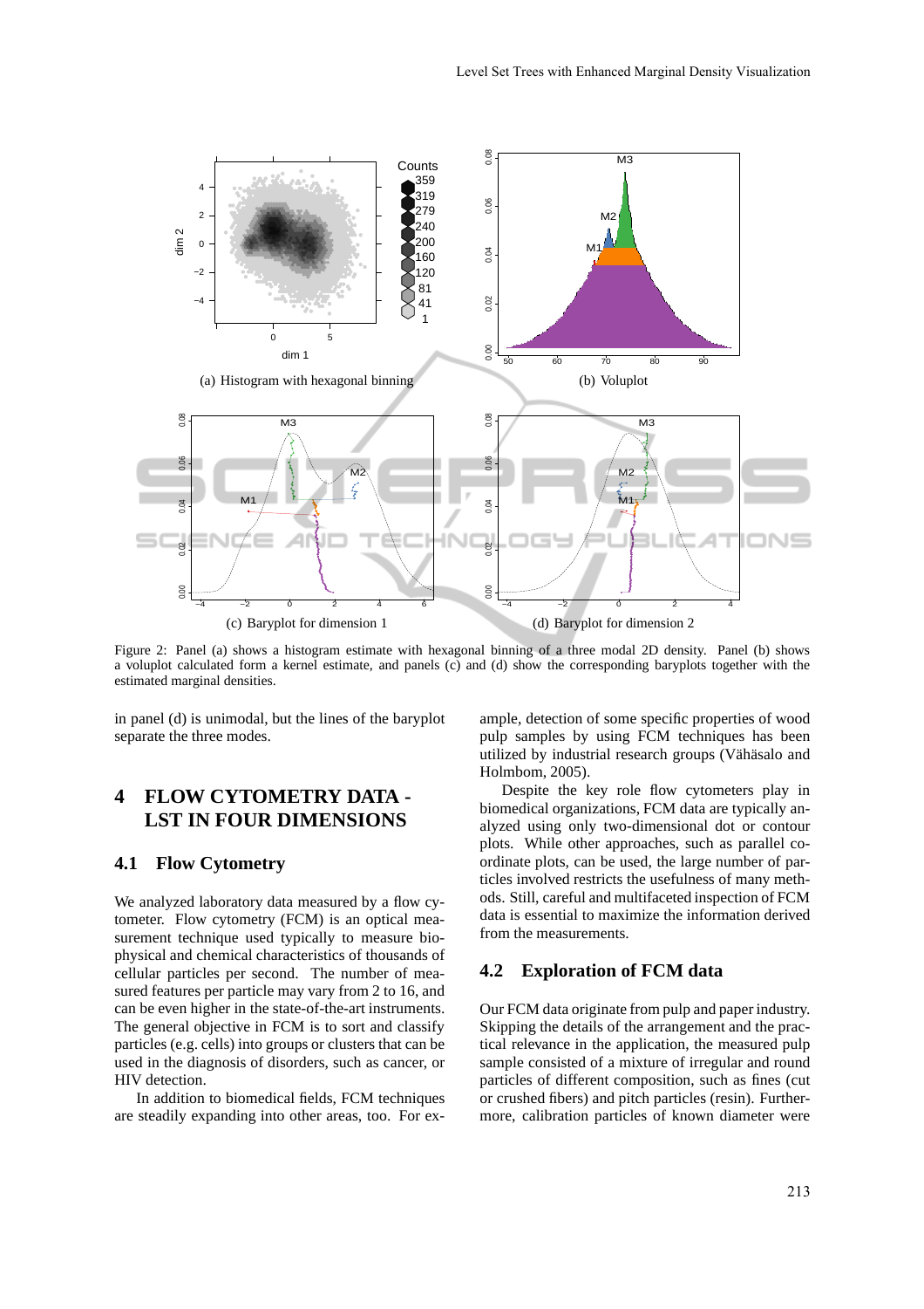(a) Histogram with hexagonal binning

(b) Voluplot

(c) Baryplot for dimension 1

(d) Baryplot for dimension 2

Figure 2: Panel (a) shows a histogram estimate with hexagonal binning of a three modal 2D density. Panel (b) shows a voluplot calculated form a kernel estimate, and panels (c) and (d) show the corresponding baryplots together with the estimated marginal densities.

in panel (d) is unimodal, but the lines of the baryplot separate the three modes.

# 4 FLOW CYTOMETRY DATA - LST IN FOUR DIMENSIONS

## 4.1 Flow Cytometry

We analyzed laboratory data measured by a flow cytometer. Flow cytometry (FCM) is an optical measurement technique used typically to measure biophysical and chemical characteristics of thousands of cellular particles per second. The number of measured features per particle may vary from 2 to 16, and can be even higher in the state-of-the-art instruments. The general objective in FCM is to sort and classify particles (e.g. cells) into groups or clusters that can be used in the diagnosis of disorders, such as cancer, or HIV detection.

In addition to biomedical fields, FCM techniques are steadily expanding into other areas, too. For example, detection of some specific properties of wood pulp samples by using FCM techniques has been utilized by industrial research groups (Vähäsalo and Holmbom, 2005).

Despite the key role flow cytometers play in biomedical organizations, FCM data are typically analyzed using only two-dimensional dot or contour plots. While other approaches, such as parallel coordinate plots, can be used, the large number of particles involved restricts the usefulness of many methods. Still, careful and multifaceted inspection of FCM data is essential to maximize the information derived from the measurements.

## 4.2 Exploration of FCM data

Our FCM data originate from pulp and paper industry. Skipping the details of the arrangement and the practical relevance in the application, the measured pulp sample consisted of a mixture of irregular and round particles of different composition, such as fines (cut or crushed fibers) and pitch particles (resin). Furthermore, calibration particles of known diameter were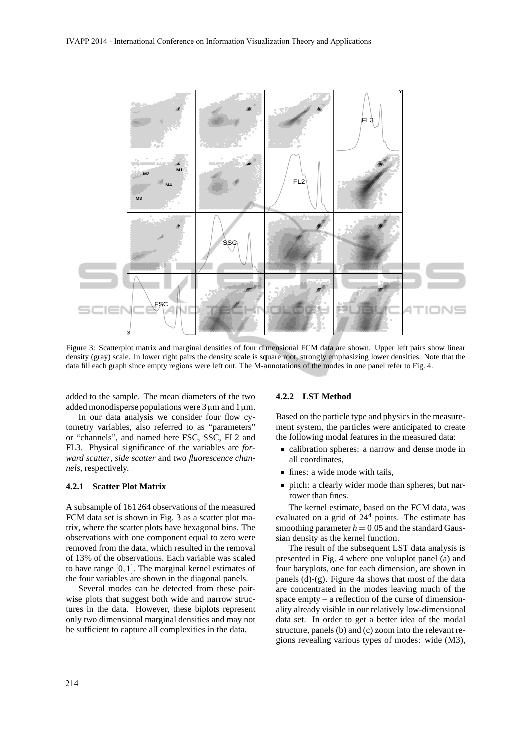Figure 3: Scatterplot matrix and marginal densities of four dimensional FCM data are shown. Upper left pairs show linear density (gray) scale. In lower right pairs the density scale is square root, strongly emphasizing lower densities. Note that the data fill each graph since empty regions were left out. The M-annotations of the modes in one panel refer to Fig. 4.

added to the sample. The mean diameters of the two added monodisperse populations were 3 µm and 1 µm.

In our data analysis we consider four flow cytometry variables, also referred to as "parameters" or "channels", and named here FSC, SSC, FL2 and FL3. Physical significance of the variables are *forward scatter*, *side scatter* and two *fluorescence channels*, respectively.

#### 4.2.1 Scatter Plot Matrix

A subsample of 161 264 observations of the measured FCM data set is shown in Fig. 3 as a scatter plot matrix, where the scatter plots have hexagonal bins. The observations with one component equal to zero were removed from the data, which resulted in the removal of 13% of the observations. Each variable was scaled to have range $[0,1]$. The marginal kernel estimates of the four variables are shown in the diagonal panels.

Several modes can be detected from these pairwise plots that suggest both wide and narrow structures in the data. However, these biplots represent only two dimensional marginal densities and may not be sufficient to capture all complexities in the data.

#### 4.2.2 LST Method

Based on the particle type and physics in the measurement system, the particles were anticipated to create the following modal features in the measured data:

- calibration spheres: a narrow and dense mode in all coordinates,
- fines: a wide mode with tails,
- pitch: a clearly wider mode than spheres, but narrower than fines.

The kernel estimate, based on the FCM data, was evaluated on a grid of $24^4$ points. The estimate has smoothing parameter $h = 0.05$ and the standard Gaussian density as the kernel function.

The result of the subsequent LST data analysis is presented in Fig. 4 where one voluplot panel (a) and four baryplots, one for each dimension, are shown in panels (d)-(g). Figure 4a shows that most of the data are concentrated in the modes leaving much of the space empty – a reflection of the curse of dimensionality already visible in our relatively low-dimensional data set. In order to get a better idea of the modal structure, panels (b) and (c) zoom into the relevant regions revealing various types of modes: wide (M3),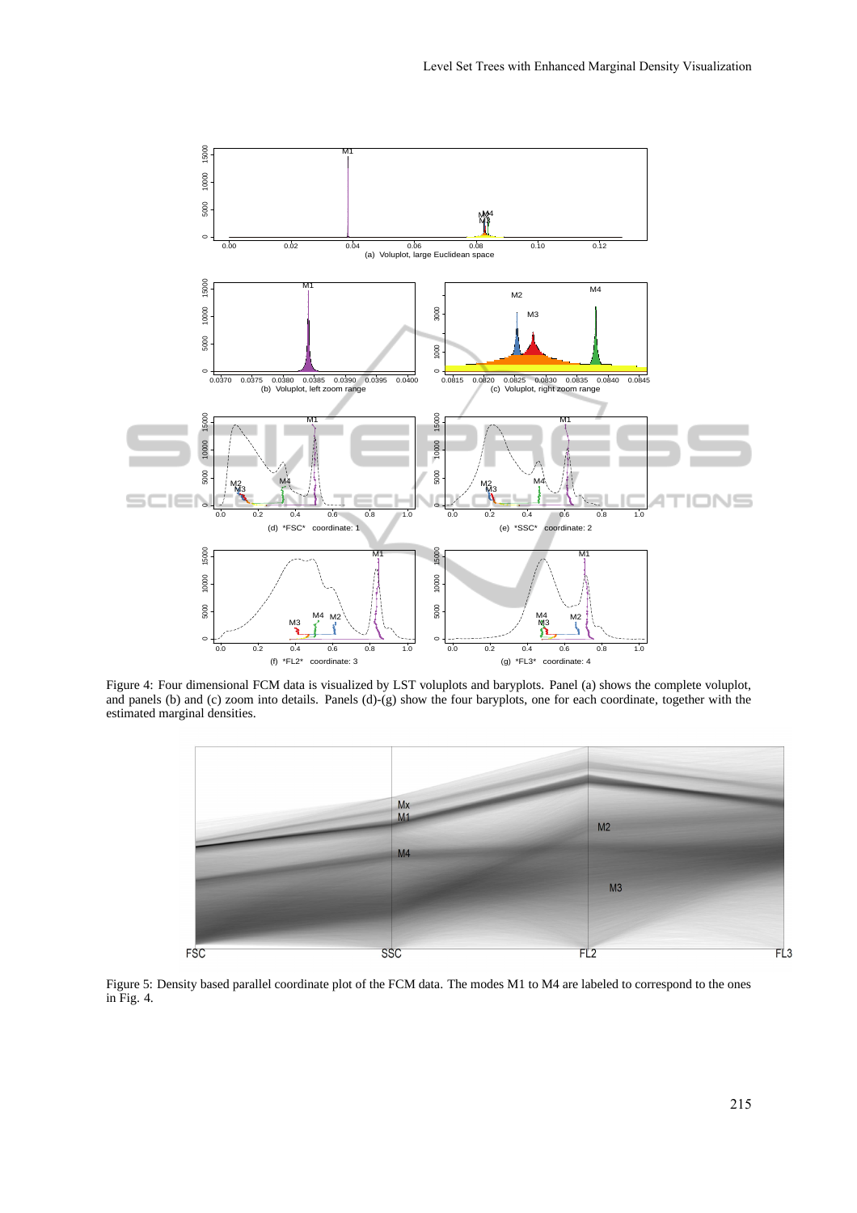Figure 4: Four dimensional FCM data is visualized by LST voluplots and baryplots. Panel (a) shows the complete voluplot, and panels (b) and (c) zoom into details. Panels (d)-(g) show the four baryplots, one for each coordinate, together with the estimated marginal densities.

Figure 5: Density based parallel coordinate plot of the FCM data. The modes M1 to M4 are labeled to correspond to the ones in Fig. 4.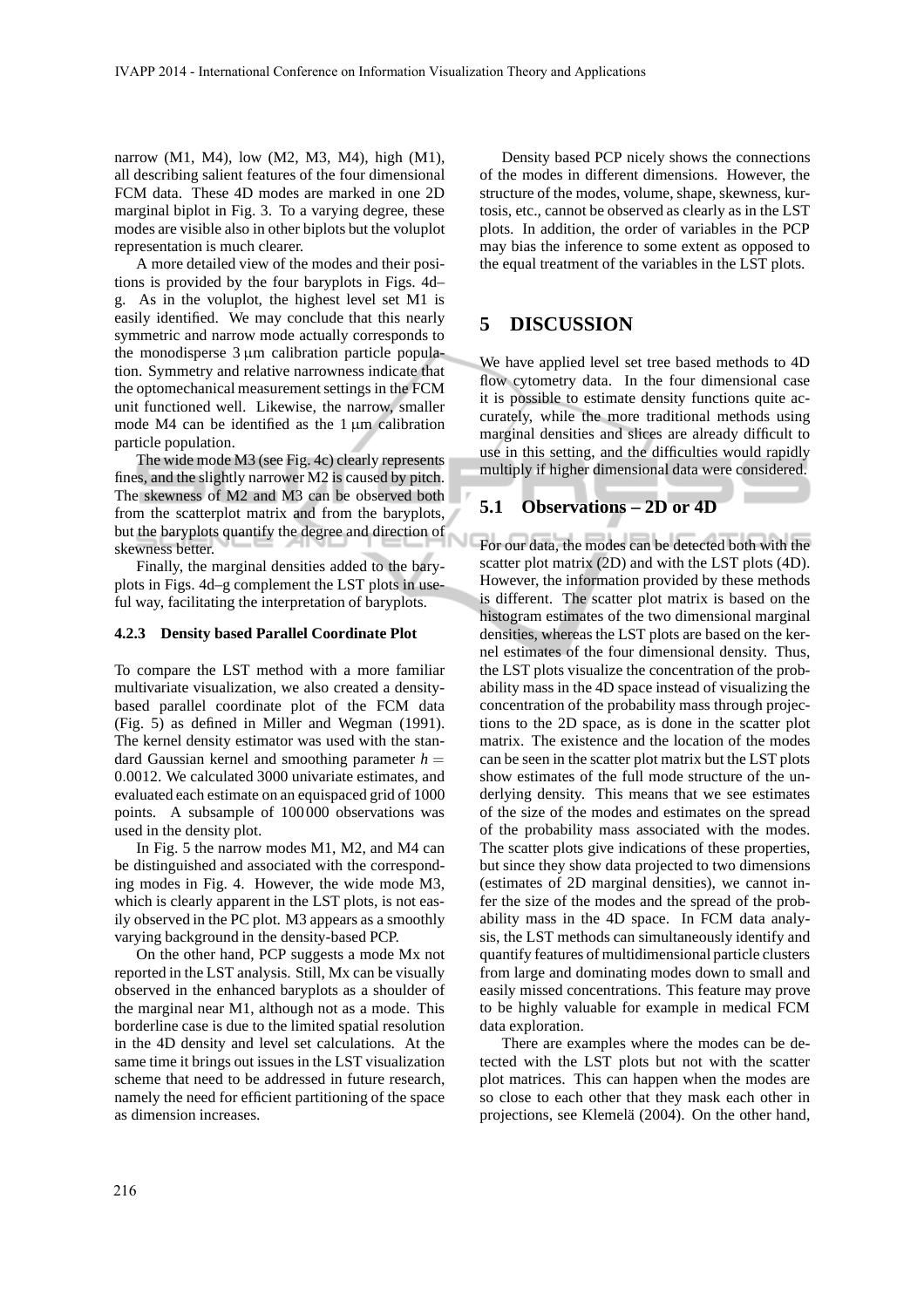narrow (M1, M4), low (M2, M3, M4), high (M1), all describing salient features of the four dimensional FCM data. These 4D modes are marked in one 2D marginal biplot in Fig. 3. To a varying degree, these modes are visible also in other biplots but the voluplot representation is much clearer.

A more detailed view of the modes and their positions is provided by the four baryplots in Figs. 4d–g. As in the voluplot, the highest level set M1 is easily identified. We may conclude that this nearly symmetric and narrow mode actually corresponds to the monodisperse 3 μm calibration particle population. Symmetry and relative narrowness indicate that the optomechanical measurement settings in the FCM unit functioned well. Likewise, the narrow, smaller mode M4 can be identified as the 1 μm calibration particle population.

The wide mode M3 (see Fig. 4c) clearly represents fines, and the slightly narrower M2 is caused by pitch. The skewness of M2 and M3 can be observed both from the scatterplot matrix and from the baryplots, but the baryplots quantify the degree and direction of skewness better.

Finally, the marginal densities added to the baryplots in Figs. 4d–g complement the LST plots in useful way, facilitating the interpretation of baryplots.

#### 4.2.3 Density based Parallel Coordinate Plot

To compare the LST method with a more familiar multivariate visualization, we also created a density-based parallel coordinate plot of the FCM data (Fig. 5) as defined in Miller and Wegman (1991). The kernel density estimator was used with the standard Gaussian kernel and smoothing parameter $h = 0.0012$. We calculated 3000 univariate estimates, and evaluated each estimate on an equispaced grid of 1000 points. A subsample of 100 000 observations was used in the density plot.

In Fig. 5 the narrow modes M1, M2, and M4 can be distinguished and associated with the corresponding modes in Fig. 4. However, the wide mode M3, which is clearly apparent in the LST plots, is not easily observed in the PC plot. M3 appears as a smoothly varying background in the density-based PCP.

On the other hand, PCP suggests a mode Mx not reported in the LST analysis. Still, Mx can be visually observed in the enhanced baryplots as a shoulder of the marginal near M1, although not as a mode. This borderline case is due to the limited spatial resolution in the 4D density and level set calculations. At the same time it brings out issues in the LST visualization scheme that need to be addressed in future research, namely the need for efficient partitioning of the space as dimension increases.

Density based PCP nicely shows the connections of the modes in different dimensions. However, the structure of the modes, volume, shape, skewness, kurtosis, etc., cannot be observed as clearly as in the LST plots. In addition, the order of variables in the PCP may bias the inference to some extent as opposed to the equal treatment of the variables in the LST plots.

## 5 DISCUSSION

We have applied level set tree based methods to 4D flow cytometry data. In the four dimensional case it is possible to estimate density functions quite accurately, while the more traditional methods using marginal densities and slices are already difficult to use in this setting, and the difficulties would rapidly multiply if higher dimensional data were considered.

### 5.1 Observations – 2D or 4D

For our data, the modes can be detected both with the scatter plot matrix (2D) and with the LST plots (4D). However, the information provided by these methods is different. The scatter plot matrix is based on the histogram estimates of the two dimensional marginal densities, whereas the LST plots are based on the kernel estimates of the four dimensional density. Thus, the LST plots visualize the concentration of the probability mass in the 4D space instead of visualizing the concentration of the probability mass through projections to the 2D space, as is done in the scatter plot matrix. The existence and the location of the modes can be seen in the scatter plot matrix but the LST plots show estimates of the full mode structure of the underlying density. This means that we see estimates of the size of the modes and estimates on the spread of the probability mass associated with the modes. The scatter plots give indications of these properties, but since they show data projected to two dimensions (estimates of 2D marginal densities), we cannot infer the size of the modes and the spread of the probability mass in the 4D space. In FCM data analysis, the LST methods can simultaneously identify and quantify features of multidimensional particle clusters from large and dominating modes down to small and easily missed concentrations. This feature may prove to be highly valuable for example in medical FCM data exploration.

There are examples where the modes can be detected with the LST plots but not with the scatter plot matrices. This can happen when the modes are so close to each other that they mask each other in projections, see Klemelä (2004). On the other hand,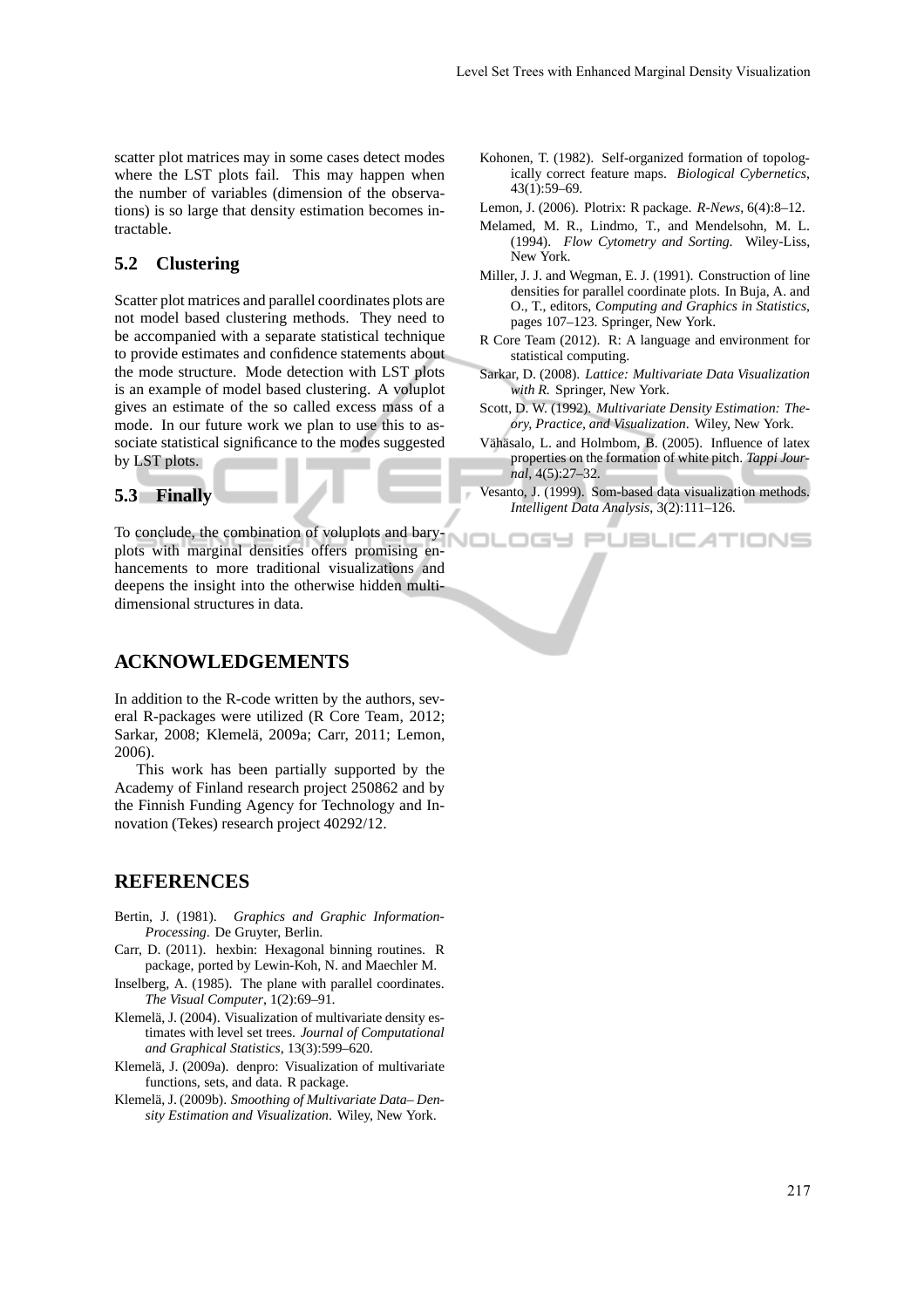scatter plot matrices may in some cases detect modes where the LST plots fail. This may happen when the number of variables (dimension of the observations) is so large that density estimation becomes intractable.

### 5.2 Clustering

Scatter plot matrices and parallel coordinates plots are not model based clustering methods. They need to be accompanied with a separate statistical technique to provide estimates and confidence statements about the mode structure. Mode detection with LST plots is an example of model based clustering. A voluplot gives an estimate of the so called excess mass of a mode. In our future work we plan to use this to associate statistical significance to the modes suggested by LST plots.

### 5.3 Finally

To conclude, the combination of voluplots and baryplots with marginal densities offers promising enhancements to more traditional visualizations and deepens the insight into the otherwise hidden multidimensional structures in data.

## ACKNOWLEDGEMENTS

In addition to the R-code written by the authors, several R-packages were utilized (R Core Team, 2012; Sarkar, 2008; Klemelä, 2009a; Carr, 2011; Lemon, 2006).

This work has been partially supported by the Academy of Finland research project 250862 and by the Finnish Funding Agency for Technology and Innovation (Tekes) research project 40292/12.

## REFERENCES

Bertin, J. (1981). *Graphics and Graphic Information-Processing*. De Gruyter, Berlin.

Carr, D. (2011). hexbin: Hexagonal binning routines. R package, ported by Lewin-Koh, N. and Maechler M.

Inselberg, A. (1985). The plane with parallel coordinates. *The Visual Computer*, 1(2):69–91.

Klemelä, J. (2004). Visualization of multivariate density estimates with level set trees. *Journal of Computational and Graphical Statistics*, 13(3):599–620.

Klemelä, J. (2009a). denpro: Visualization of multivariate functions, sets, and data. R package.

Klemelä, J. (2009b). *Smoothing of Multivariate Data– Density Estimation and Visualization*. Wiley, New York.

Kohonen, T. (1982). Self-organized formation of topologically correct feature maps. *Biological Cybernetics*, 43(1):59–69.

Lemon, J. (2006). Plotrix: R package. *R-News*, 6(4):8–12.

Melamed, M. R., Lindmo, T., and Mendelsohn, M. L. (1994). *Flow Cytometry and Sorting*. Wiley-Liss, New York.

Miller, J. J. and Wegman, E. J. (1991). Construction of line densities for parallel coordinate plots. In Buja, A. and O., T., editors, *Computing and Graphics in Statistics*, pages 107–123. Springer, New York.

R Core Team (2012). R: A language and environment for statistical computing.

Sarkar, D. (2008). *Lattice: Multivariate Data Visualization with R*. Springer, New York.

Scott, D. W. (1992). *Multivariate Density Estimation: Theory, Practice, and Visualization*. Wiley, New York.

Vähäsalo, L. and Holmbom, B. (2005). Influence of latex properties on the formation of white pitch. *Tappi Journal*, 4(5):27–32.

Vesanto, J. (1999). Som-based data visualization methods. *Intelligent Data Analysis*, 3(2):111–126.